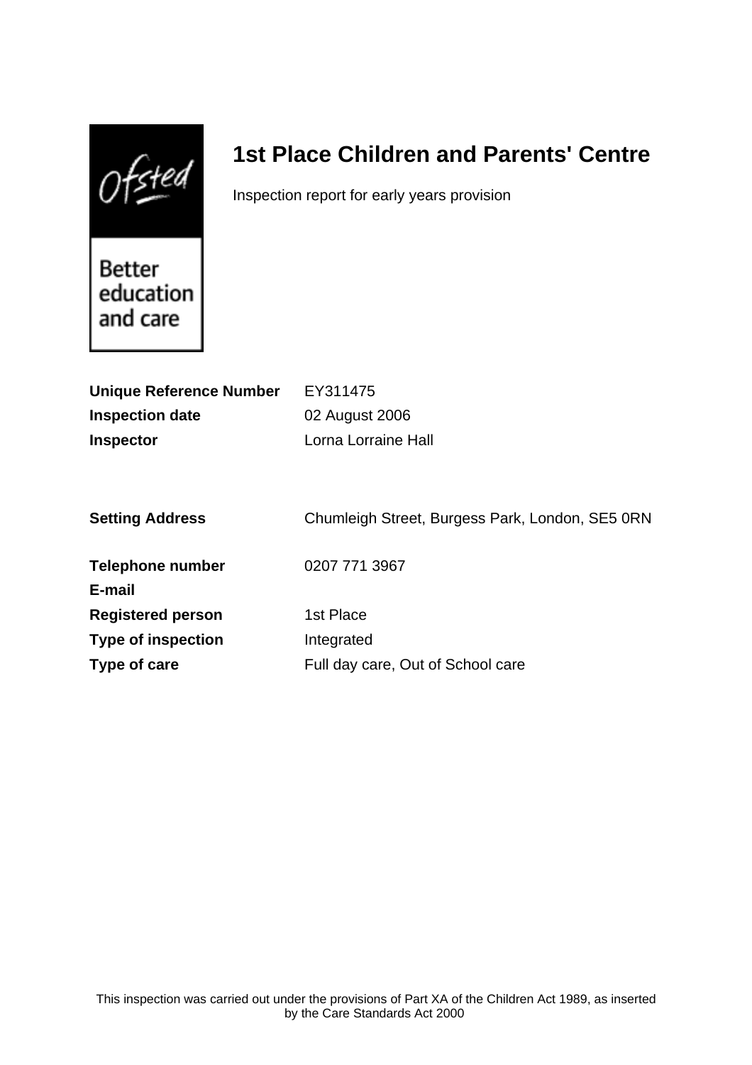Ofsted

Better education and care

# 1st Place Children and Parents' Centre

Inspection report for early years provision

| | |
|---|---|
| **Unique Reference Number** | EY311475 |
| **Inspection date** | 02 August 2006 |
| **Inspector** | Lorna Lorraine Hall |

| | |
|---|---|
| **Setting Address** | Chumleigh Street, Burgess Park, London, SE5 0RN |
| **Telephone number** | 0207 771 3967 |
| **E-mail** | |
| **Registered person** | 1st Place |
| **Type of inspection** | Integrated |
| **Type of care** | Full day care, Out of School care |

This inspection was carried out under the provisions of Part XA of the Children Act 1989, as inserted by the Care Standards Act 2000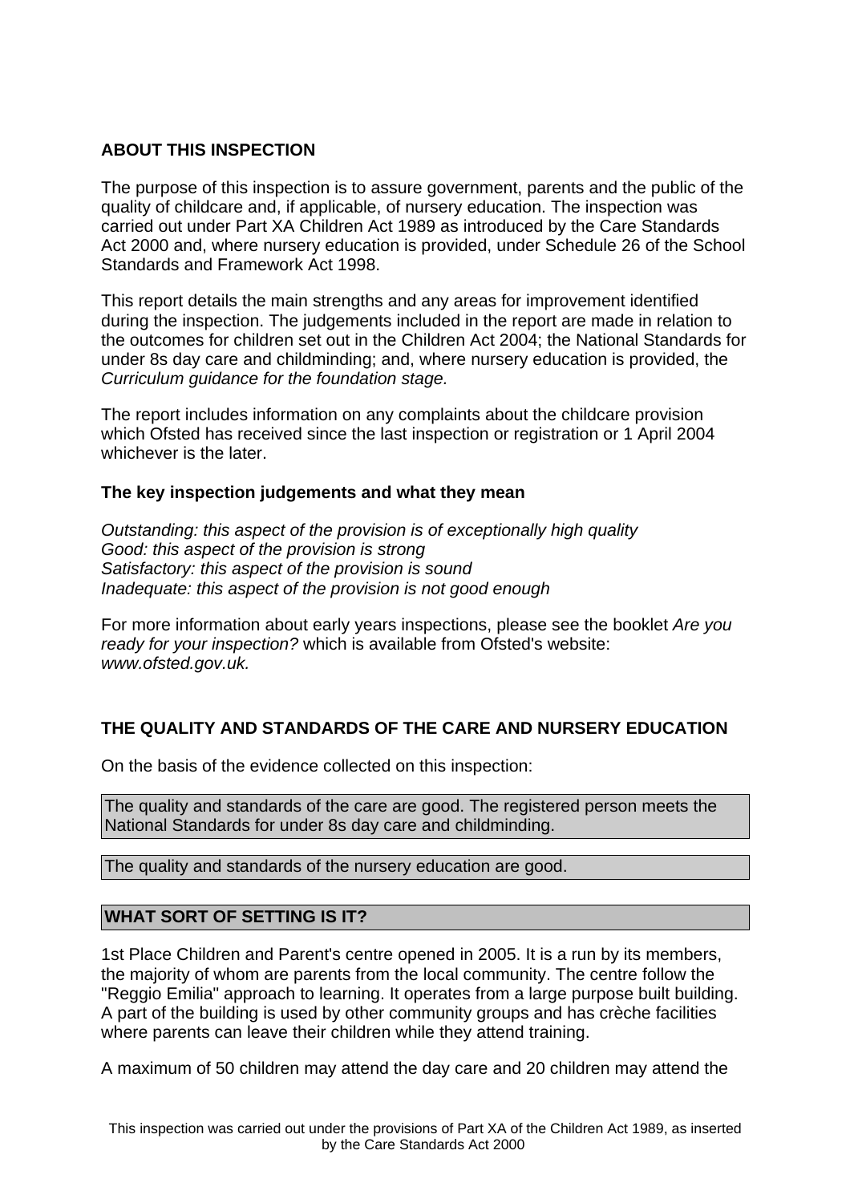## ABOUT THIS INSPECTION

The purpose of this inspection is to assure government, parents and the public of the quality of childcare and, if applicable, of nursery education. The inspection was carried out under Part XA Children Act 1989 as introduced by the Care Standards Act 2000 and, where nursery education is provided, under Schedule 26 of the School Standards and Framework Act 1998.

This report details the main strengths and any areas for improvement identified during the inspection. The judgements included in the report are made in relation to the outcomes for children set out in the Children Act 2004; the National Standards for under 8s day care and childminding; and, where nursery education is provided, the *Curriculum guidance for the foundation stage.*

The report includes information on any complaints about the childcare provision which Ofsted has received since the last inspection or registration or 1 April 2004 whichever is the later.

### The key inspection judgements and what they mean

*Outstanding: this aspect of the provision is of exceptionally high quality*
*Good: this aspect of the provision is strong*
*Satisfactory: this aspect of the provision is sound*
*Inadequate: this aspect of the provision is not good enough*

For more information about early years inspections, please see the booklet *Are you ready for your inspection?* which is available from Ofsted's website: *www.ofsted.gov.uk.*

## THE QUALITY AND STANDARDS OF THE CARE AND NURSERY EDUCATION

On the basis of the evidence collected on this inspection:

The quality and standards of the care are good. The registered person meets the National Standards for under 8s day care and childminding.

The quality and standards of the nursery education are good.

## WHAT SORT OF SETTING IS IT?

1st Place Children and Parent's centre opened in 2005. It is a run by its members, the majority of whom are parents from the local community. The centre follow the "Reggio Emilia" approach to learning. It operates from a large purpose built building. A part of the building is used by other community groups and has crèche facilities where parents can leave their children while they attend training.

A maximum of 50 children may attend the day care and 20 children may attend the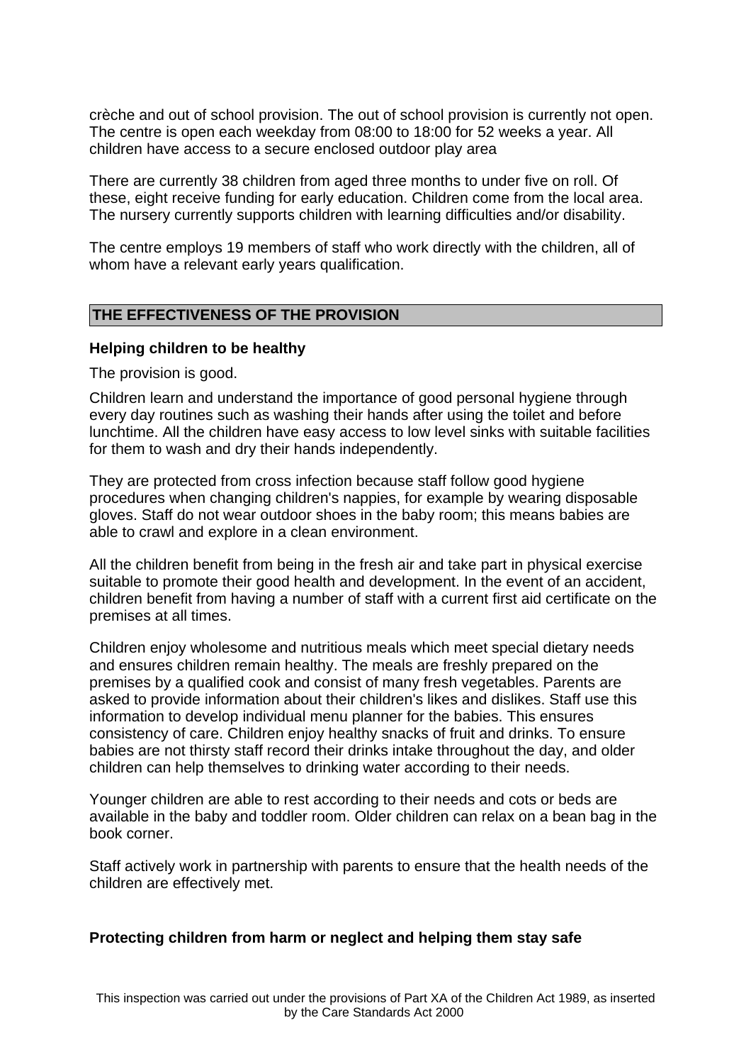crèche and out of school provision. The out of school provision is currently not open. The centre is open each weekday from 08:00 to 18:00 for 52 weeks a year. All children have access to a secure enclosed outdoor play area

There are currently 38 children from aged three months to under five on roll. Of these, eight receive funding for early education. Children come from the local area. The nursery currently supports children with learning difficulties and/or disability.

The centre employs 19 members of staff who work directly with the children, all of whom have a relevant early years qualification.

## THE EFFECTIVENESS OF THE PROVISION

### Helping children to be healthy

The provision is good.

Children learn and understand the importance of good personal hygiene through every day routines such as washing their hands after using the toilet and before lunchtime. All the children have easy access to low level sinks with suitable facilities for them to wash and dry their hands independently.

They are protected from cross infection because staff follow good hygiene procedures when changing children's nappies, for example by wearing disposable gloves. Staff do not wear outdoor shoes in the baby room; this means babies are able to crawl and explore in a clean environment.

All the children benefit from being in the fresh air and take part in physical exercise suitable to promote their good health and development. In the event of an accident, children benefit from having a number of staff with a current first aid certificate on the premises at all times.

Children enjoy wholesome and nutritious meals which meet special dietary needs and ensures children remain healthy. The meals are freshly prepared on the premises by a qualified cook and consist of many fresh vegetables. Parents are asked to provide information about their children's likes and dislikes. Staff use this information to develop individual menu planner for the babies. This ensures consistency of care. Children enjoy healthy snacks of fruit and drinks. To ensure babies are not thirsty staff record their drinks intake throughout the day, and older children can help themselves to drinking water according to their needs.

Younger children are able to rest according to their needs and cots or beds are available in the baby and toddler room. Older children can relax on a bean bag in the book corner.

Staff actively work in partnership with parents to ensure that the health needs of the children are effectively met.

### Protecting children from harm or neglect and helping them stay safe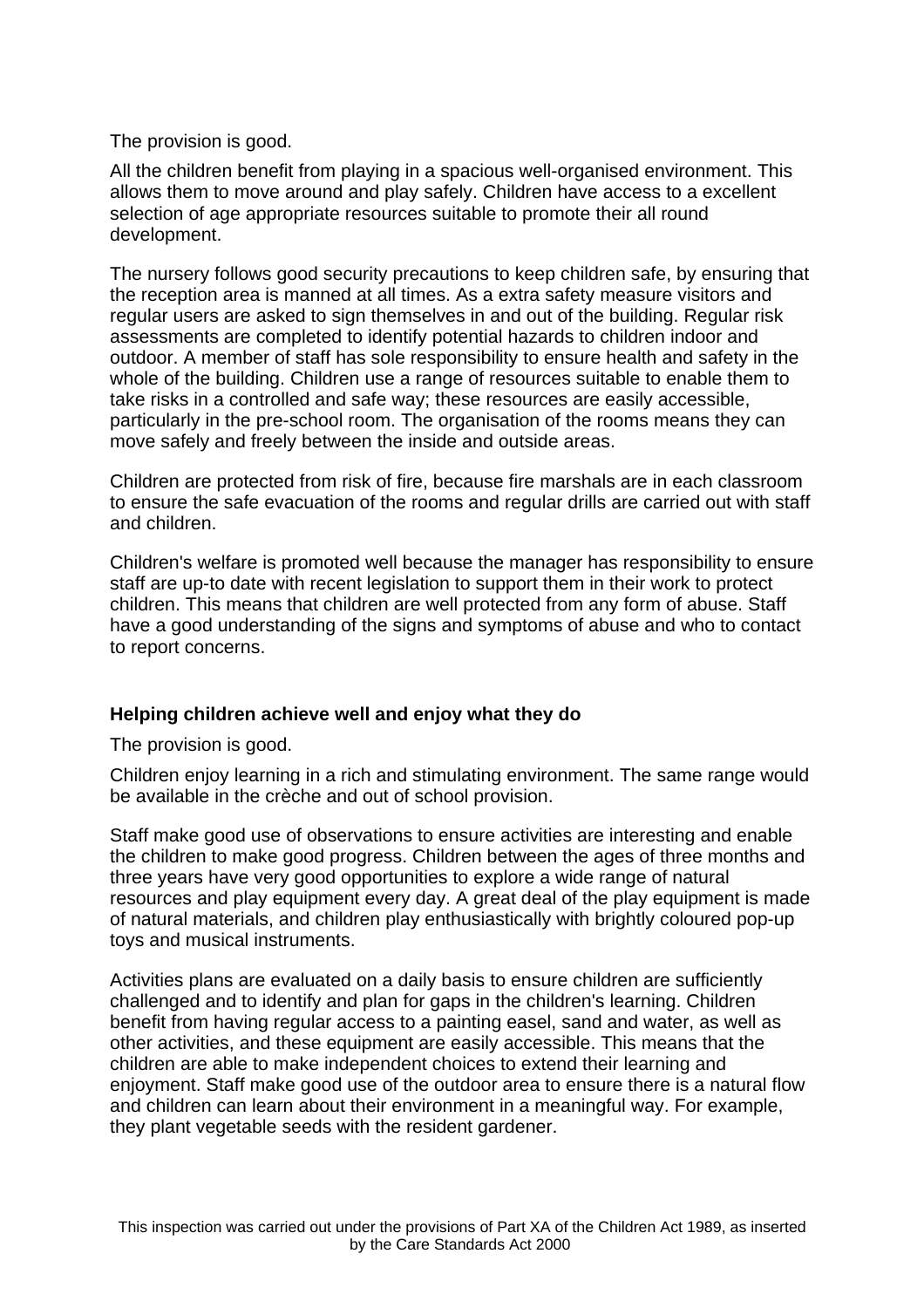The provision is good.

All the children benefit from playing in a spacious well-organised environment. This allows them to move around and play safely. Children have access to a excellent selection of age appropriate resources suitable to promote their all round development.

The nursery follows good security precautions to keep children safe, by ensuring that the reception area is manned at all times. As a extra safety measure visitors and regular users are asked to sign themselves in and out of the building. Regular risk assessments are completed to identify potential hazards to children indoor and outdoor. A member of staff has sole responsibility to ensure health and safety in the whole of the building. Children use a range of resources suitable to enable them to take risks in a controlled and safe way; these resources are easily accessible, particularly in the pre-school room. The organisation of the rooms means they can move safely and freely between the inside and outside areas.

Children are protected from risk of fire, because fire marshals are in each classroom to ensure the safe evacuation of the rooms and regular drills are carried out with staff and children.

Children's welfare is promoted well because the manager has responsibility to ensure staff are up-to date with recent legislation to support them in their work to protect children. This means that children are well protected from any form of abuse. Staff have a good understanding of the signs and symptoms of abuse and who to contact to report concerns.

**Helping children achieve well and enjoy what they do**

The provision is good.

Children enjoy learning in a rich and stimulating environment. The same range would be available in the crèche and out of school provision.

Staff make good use of observations to ensure activities are interesting and enable the children to make good progress. Children between the ages of three months and three years have very good opportunities to explore a wide range of natural resources and play equipment every day. A great deal of the play equipment is made of natural materials, and children play enthusiastically with brightly coloured pop-up toys and musical instruments.

Activities plans are evaluated on a daily basis to ensure children are sufficiently challenged and to identify and plan for gaps in the children's learning. Children benefit from having regular access to a painting easel, sand and water, as well as other activities, and these equipment are easily accessible. This means that the children are able to make independent choices to extend their learning and enjoyment. Staff make good use of the outdoor area to ensure there is a natural flow and children can learn about their environment in a meaningful way. For example, they plant vegetable seeds with the resident gardener.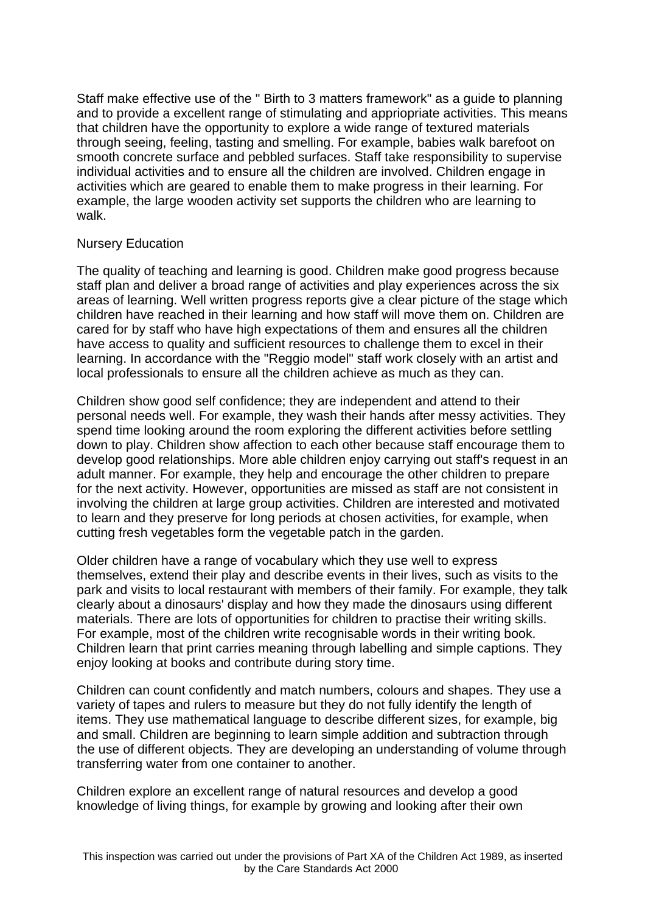Staff make effective use of the " Birth to 3 matters framework" as a guide to planning and to provide a excellent range of stimulating and appriopriate activities. This means that children have the opportunity to explore a wide range of textured materials through seeing, feeling, tasting and smelling. For example, babies walk barefoot on smooth concrete surface and pebbled surfaces. Staff take responsibility to supervise individual activities and to ensure all the children are involved. Children engage in activities which are geared to enable them to make progress in their learning. For example, the large wooden activity set supports the children who are learning to walk.

Nursery Education

The quality of teaching and learning is good. Children make good progress because staff plan and deliver a broad range of activities and play experiences across the six areas of learning. Well written progress reports give a clear picture of the stage which children have reached in their learning and how staff will move them on. Children are cared for by staff who have high expectations of them and ensures all the children have access to quality and sufficient resources to challenge them to excel in their learning. In accordance with the "Reggio model" staff work closely with an artist and local professionals to ensure all the children achieve as much as they can.

Children show good self confidence; they are independent and attend to their personal needs well. For example, they wash their hands after messy activities. They spend time looking around the room exploring the different activities before settling down to play. Children show affection to each other because staff encourage them to develop good relationships. More able children enjoy carrying out staff's request in an adult manner. For example, they help and encourage the other children to prepare for the next activity. However, opportunities are missed as staff are not consistent in involving the children at large group activities. Children are interested and motivated to learn and they preserve for long periods at chosen activities, for example, when cutting fresh vegetables form the vegetable patch in the garden.

Older children have a range of vocabulary which they use well to express themselves, extend their play and describe events in their lives, such as visits to the park and visits to local restaurant with members of their family. For example, they talk clearly about a dinosaurs' display and how they made the dinosaurs using different materials. There are lots of opportunities for children to practise their writing skills. For example, most of the children write recognisable words in their writing book. Children learn that print carries meaning through labelling and simple captions. They enjoy looking at books and contribute during story time.

Children can count confidently and match numbers, colours and shapes. They use a variety of tapes and rulers to measure but they do not fully identify the length of items. They use mathematical language to describe different sizes, for example, big and small. Children are beginning to learn simple addition and subtraction through the use of different objects. They are developing an understanding of volume through transferring water from one container to another.

Children explore an excellent range of natural resources and develop a good knowledge of living things, for example by growing and looking after their own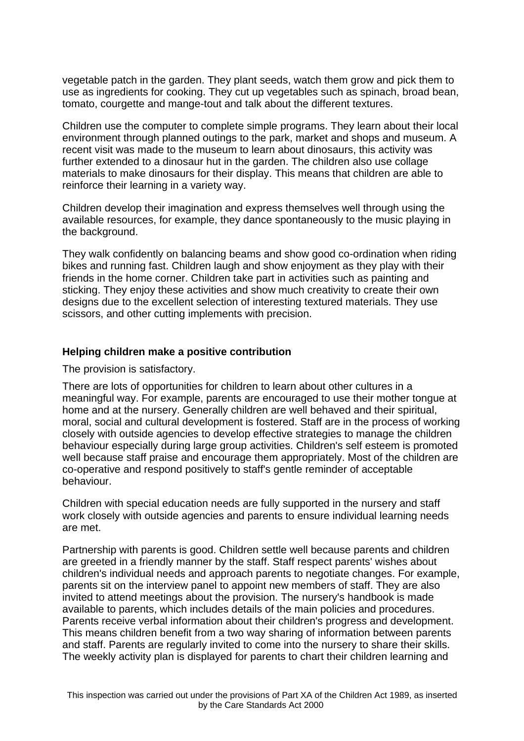vegetable patch in the garden. They plant seeds, watch them grow and pick them to use as ingredients for cooking. They cut up vegetables such as spinach, broad bean, tomato, courgette and mange-tout and talk about the different textures.

Children use the computer to complete simple programs. They learn about their local environment through planned outings to the park, market and shops and museum. A recent visit was made to the museum to learn about dinosaurs, this activity was further extended to a dinosaur hut in the garden. The children also use collage materials to make dinosaurs for their display. This means that children are able to reinforce their learning in a variety way.

Children develop their imagination and express themselves well through using the available resources, for example, they dance spontaneously to the music playing in the background.

They walk confidently on balancing beams and show good co-ordination when riding bikes and running fast. Children laugh and show enjoyment as they play with their friends in the home corner. Children take part in activities such as painting and sticking. They enjoy these activities and show much creativity to create their own designs due to the excellent selection of interesting textured materials. They use scissors, and other cutting implements with precision.

### Helping children make a positive contribution

The provision is satisfactory.

There are lots of opportunities for children to learn about other cultures in a meaningful way. For example, parents are encouraged to use their mother tongue at home and at the nursery. Generally children are well behaved and their spiritual, moral, social and cultural development is fostered. Staff are in the process of working closely with outside agencies to develop effective strategies to manage the children behaviour especially during large group activities. Children's self esteem is promoted well because staff praise and encourage them appropriately. Most of the children are co-operative and respond positively to staff's gentle reminder of acceptable behaviour.

Children with special education needs are fully supported in the nursery and staff work closely with outside agencies and parents to ensure individual learning needs are met.

Partnership with parents is good. Children settle well because parents and children are greeted in a friendly manner by the staff. Staff respect parents' wishes about children's individual needs and approach parents to negotiate changes. For example, parents sit on the interview panel to appoint new members of staff. They are also invited to attend meetings about the provision. The nursery's handbook is made available to parents, which includes details of the main policies and procedures. Parents receive verbal information about their children's progress and development. This means children benefit from a two way sharing of information between parents and staff. Parents are regularly invited to come into the nursery to share their skills. The weekly activity plan is displayed for parents to chart their children learning and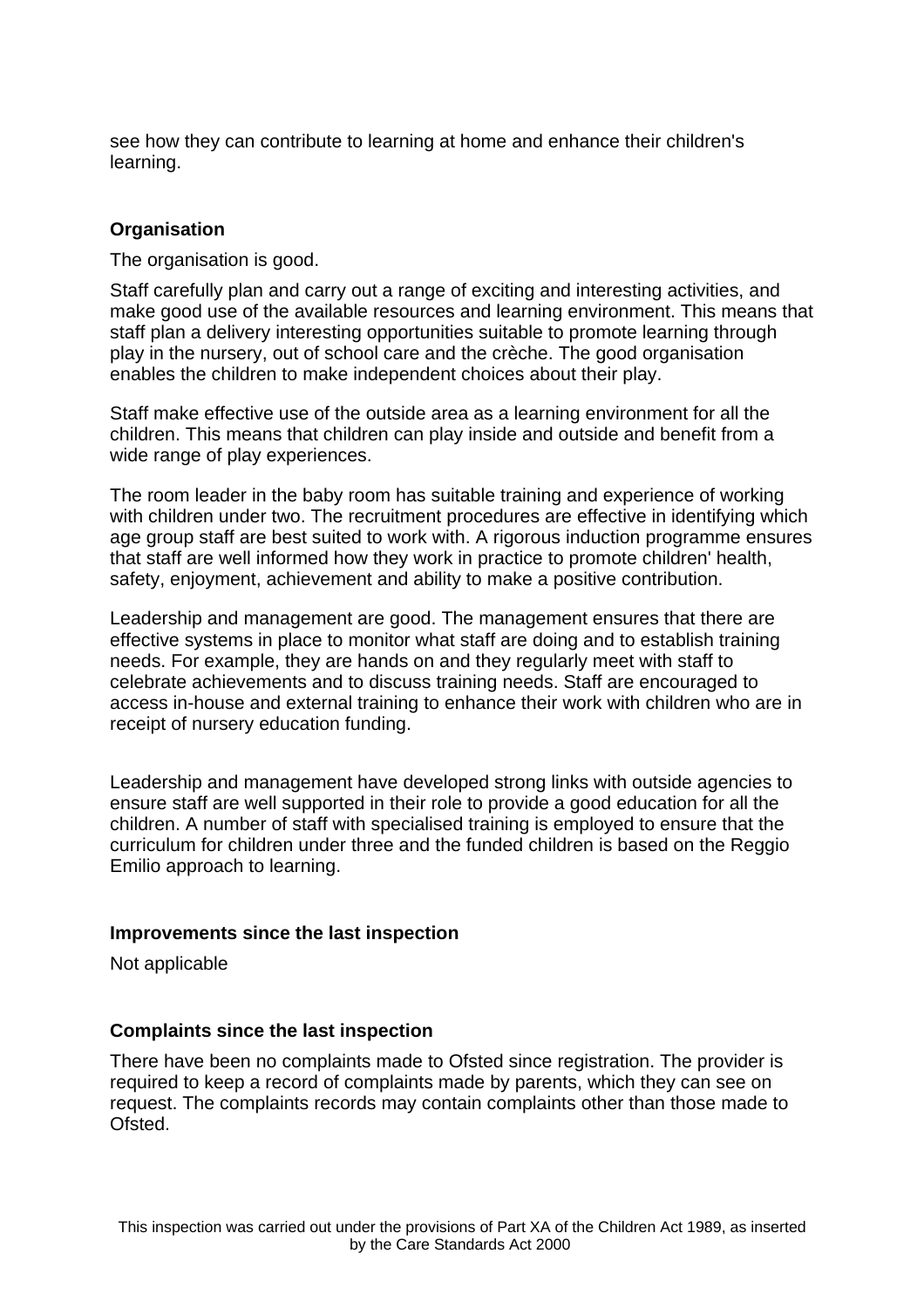see how they can contribute to learning at home and enhance their children's learning.

**Organisation**

The organisation is good.

Staff carefully plan and carry out a range of exciting and interesting activities, and make good use of the available resources and learning environment. This means that staff plan a delivery interesting opportunities suitable to promote learning through play in the nursery, out of school care and the crèche. The good organisation enables the children to make independent choices about their play.

Staff make effective use of the outside area as a learning environment for all the children. This means that children can play inside and outside and benefit from a wide range of play experiences.

The room leader in the baby room has suitable training and experience of working with children under two. The recruitment procedures are effective in identifying which age group staff are best suited to work with. A rigorous induction programme ensures that staff are well informed how they work in practice to promote children' health, safety, enjoyment, achievement and ability to make a positive contribution.

Leadership and management are good. The management ensures that there are effective systems in place to monitor what staff are doing and to establish training needs. For example, they are hands on and they regularly meet with staff to celebrate achievements and to discuss training needs. Staff are encouraged to access in-house and external training to enhance their work with children who are in receipt of nursery education funding.

Leadership and management have developed strong links with outside agencies to ensure staff are well supported in their role to provide a good education for all the children. A number of staff with specialised training is employed to ensure that the curriculum for children under three and the funded children is based on the Reggio Emilio approach to learning.

**Improvements since the last inspection**

Not applicable

**Complaints since the last inspection**

There have been no complaints made to Ofsted since registration. The provider is required to keep a record of complaints made by parents, which they can see on request. The complaints records may contain complaints other than those made to Ofsted.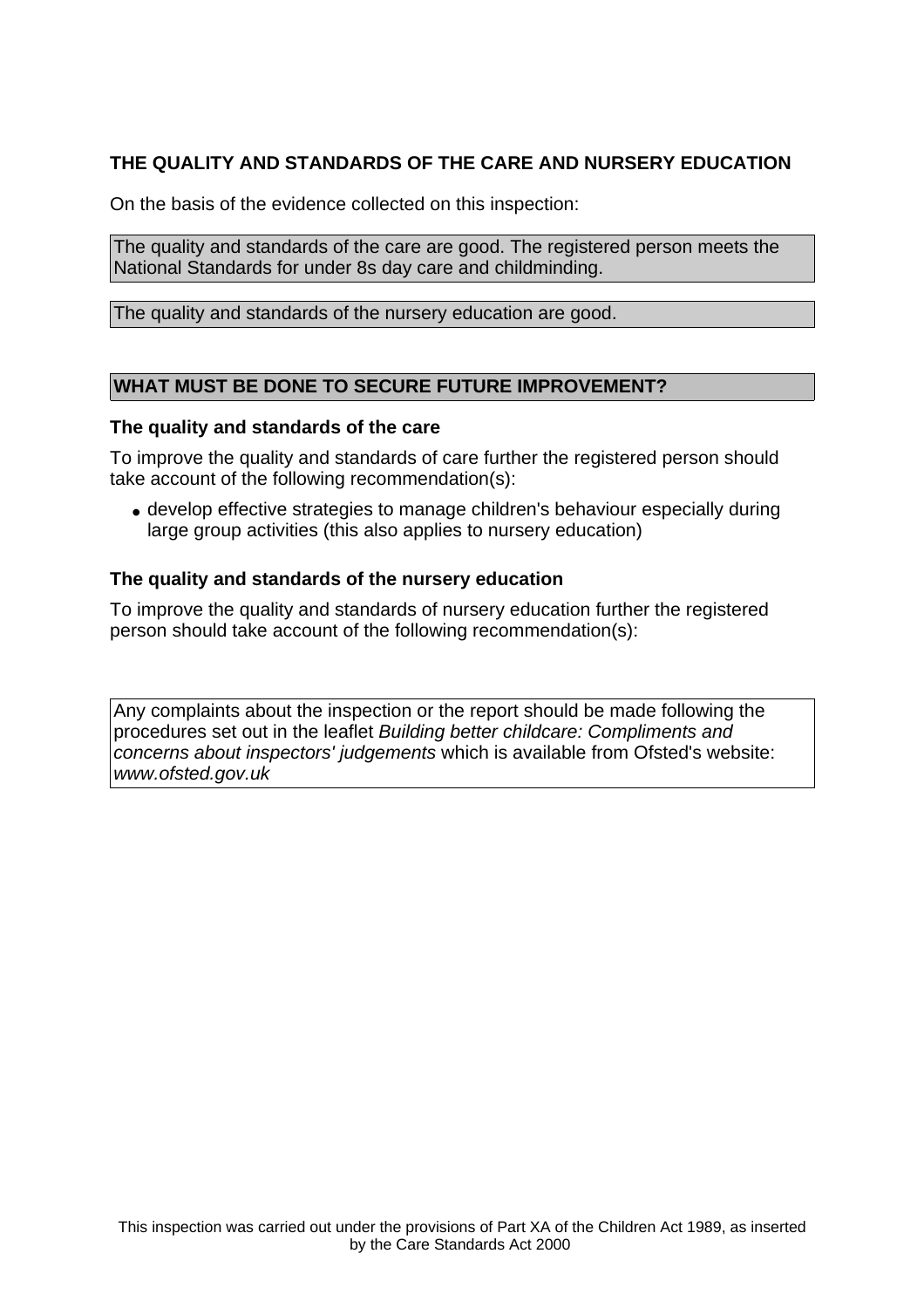## THE QUALITY AND STANDARDS OF THE CARE AND NURSERY EDUCATION

On the basis of the evidence collected on this inspection:

The quality and standards of the care are good. The registered person meets the National Standards for under 8s day care and childminding.

The quality and standards of the nursery education are good.

## WHAT MUST BE DONE TO SECURE FUTURE IMPROVEMENT?

### The quality and standards of the care

To improve the quality and standards of care further the registered person should take account of the following recommendation(s):

- develop effective strategies to manage children's behaviour especially during large group activities (this also applies to nursery education)

### The quality and standards of the nursery education

To improve the quality and standards of nursery education further the registered person should take account of the following recommendation(s):

Any complaints about the inspection or the report should be made following the procedures set out in the leaflet *Building better childcare: Compliments and concerns about inspectors' judgements* which is available from Ofsted's website: *www.ofsted.gov.uk*

This inspection was carried out under the provisions of Part XA of the Children Act 1989, as inserted by the Care Standards Act 2000